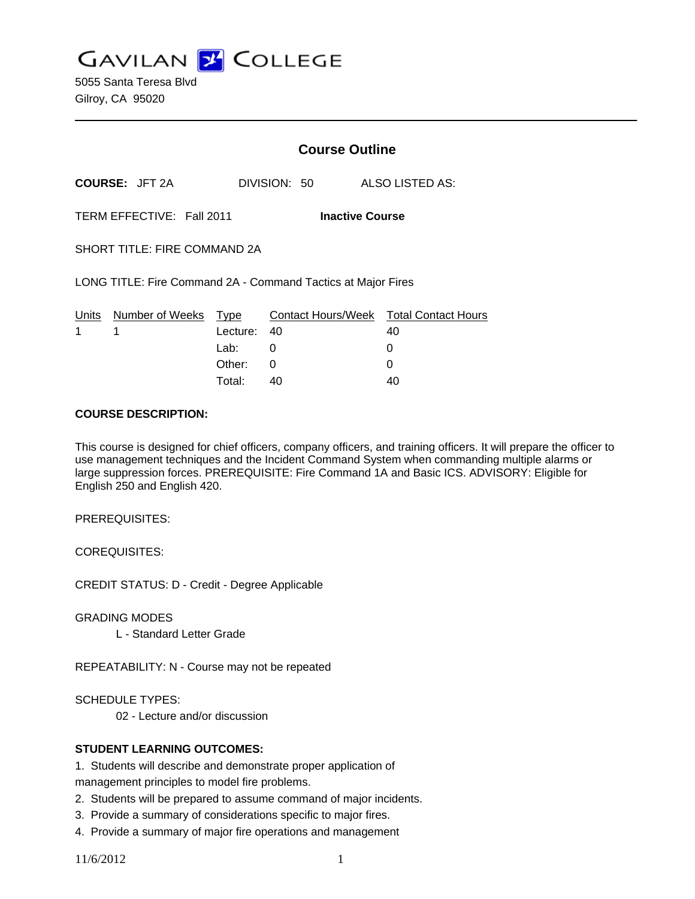# GAVILAN COLLEGE

5055 Santa Teresa Blvd
Gilroy, CA 95020

---

## Course Outline

**COURSE:** JFT 2A DIVISION: 50 ALSO LISTED AS:

TERM EFFECTIVE: Fall 2011 **Inactive Course**

SHORT TITLE: FIRE COMMAND 2A

LONG TITLE: Fire Command 2A - Command Tactics at Major Fires

| Units | Number of Weeks | Type | Contact Hours/Week | Total Contact Hours |
|---|---|---|---|---|
| 1 | 1 | Lecture: | 40 | 40 |
| | | Lab: | 0 | 0 |
| | | Other: | 0 | 0 |
| | | Total: | 40 | 40 |

**COURSE DESCRIPTION:**

This course is designed for chief officers, company officers, and training officers. It will prepare the officer to use management techniques and the Incident Command System when commanding multiple alarms or large suppression forces. PREREQUISITE: Fire Command 1A and Basic ICS. ADVISORY: Eligible for English 250 and English 420.

PREREQUISITES:

COREQUISITES:

CREDIT STATUS: D - Credit - Degree Applicable

GRADING MODES

L - Standard Letter Grade

REPEATABILITY: N - Course may not be repeated

SCHEDULE TYPES:

02 - Lecture and/or discussion

**STUDENT LEARNING OUTCOMES:**

1. Students will describe and demonstrate proper application of management principles to model fire problems.
2. Students will be prepared to assume command of major incidents.
3. Provide a summary of considerations specific to major fires.
4. Provide a summary of major fire operations and management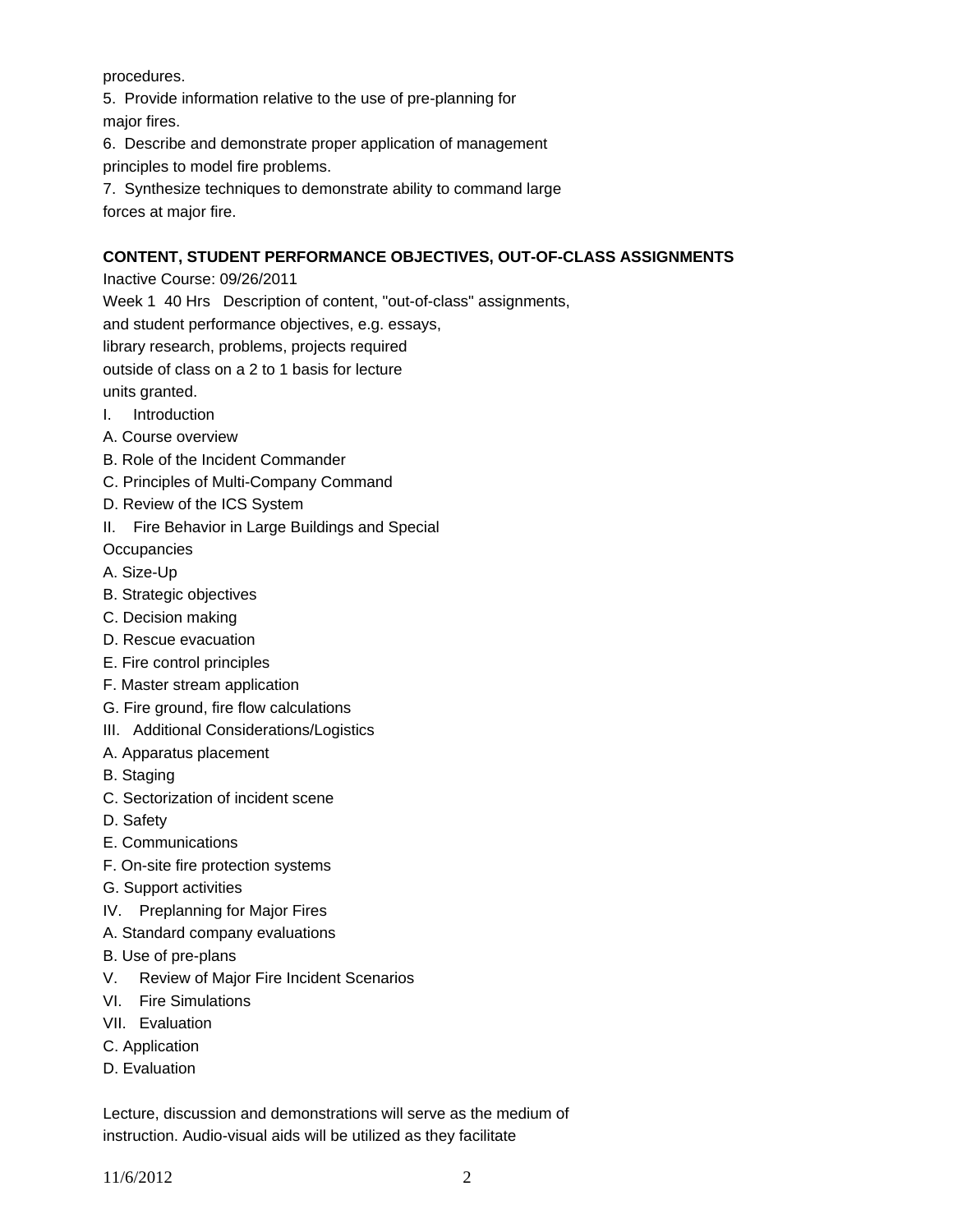procedures.

5. Provide information relative to the use of pre-planning for major fires.

6. Describe and demonstrate proper application of management principles to model fire problems.

7. Synthesize techniques to demonstrate ability to command large forces at major fire.

**CONTENT, STUDENT PERFORMANCE OBJECTIVES, OUT-OF-CLASS ASSIGNMENTS**

Inactive Course: 09/26/2011

Week 1 40 Hrs Description of content, "out-of-class" assignments, and student performance objectives, e.g. essays, library research, problems, projects required outside of class on a 2 to 1 basis for lecture units granted.

I. Introduction

A. Course overview

B. Role of the Incident Commander

C. Principles of Multi-Company Command

D. Review of the ICS System

II. Fire Behavior in Large Buildings and Special Occupancies

A. Size-Up

B. Strategic objectives

C. Decision making

D. Rescue evacuation

E. Fire control principles

F. Master stream application

G. Fire ground, fire flow calculations

III. Additional Considerations/Logistics

A. Apparatus placement

B. Staging

C. Sectorization of incident scene

D. Safety

E. Communications

F. On-site fire protection systems

G. Support activities

IV. Preplanning for Major Fires

A. Standard company evaluations

B. Use of pre-plans

V. Review of Major Fire Incident Scenarios

VI. Fire Simulations

VII. Evaluation

C. Application

D. Evaluation

Lecture, discussion and demonstrations will serve as the medium of instruction. Audio-visual aids will be utilized as they facilitate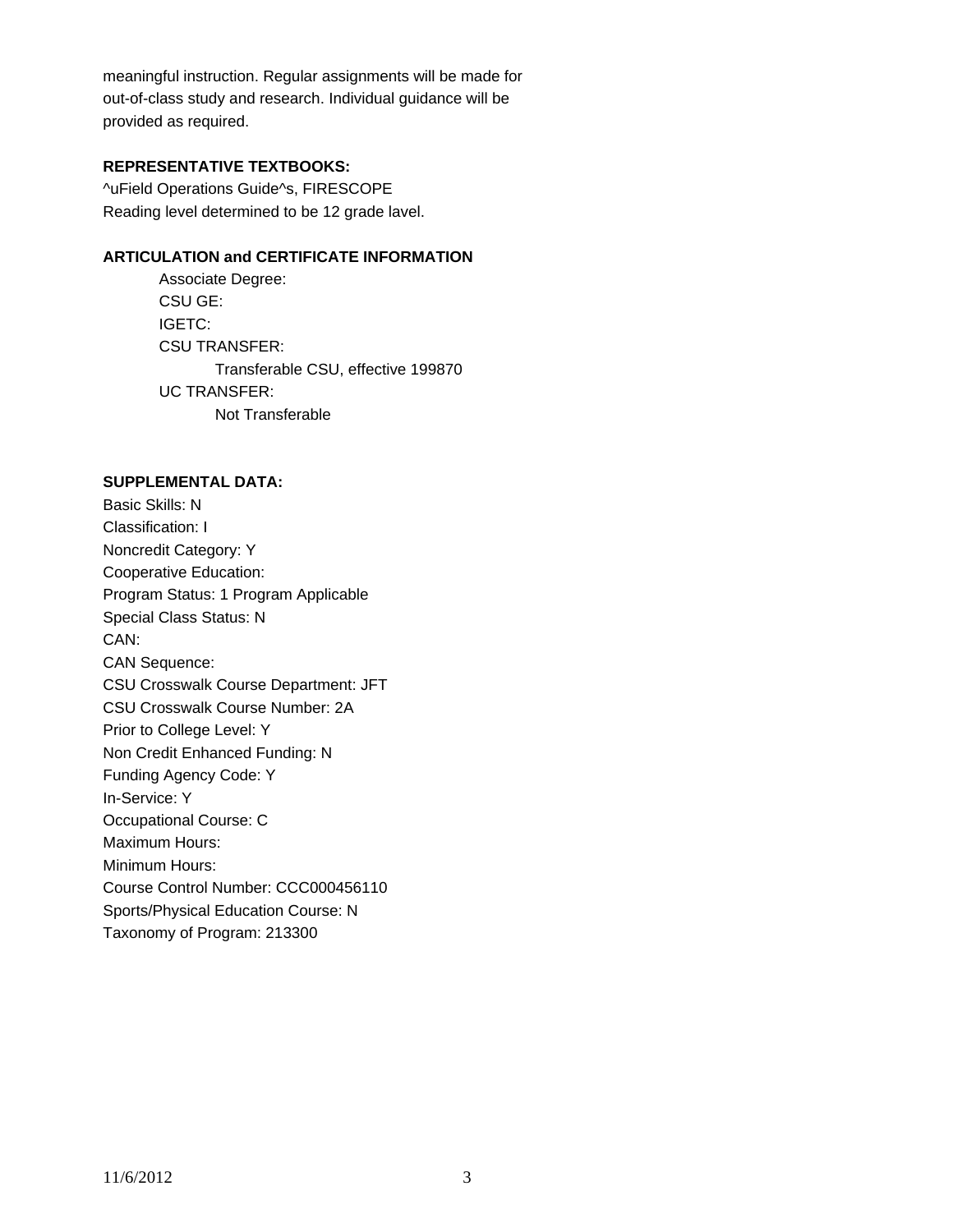meaningful instruction. Regular assignments will be made for out-of-class study and research. Individual guidance will be provided as required.

**REPRESENTATIVE TEXTBOOKS:**

^uField Operations Guide^s, FIRESCOPE
Reading level determined to be 12 grade lavel.

**ARTICULATION and CERTIFICATE INFORMATION**

Associate Degree:
CSU GE:
IGETC:
CSU TRANSFER:
Transferable CSU, effective 199870
UC TRANSFER:
Not Transferable

**SUPPLEMENTAL DATA:**

Basic Skills: N
Classification: I
Noncredit Category: Y
Cooperative Education:
Program Status: 1 Program Applicable
Special Class Status: N
CAN:
CAN Sequence:
CSU Crosswalk Course Department: JFT
CSU Crosswalk Course Number: 2A
Prior to College Level: Y
Non Credit Enhanced Funding: N
Funding Agency Code: Y
In-Service: Y
Occupational Course: C
Maximum Hours:
Minimum Hours:
Course Control Number: CCC000456110
Sports/Physical Education Course: N
Taxonomy of Program: 213300